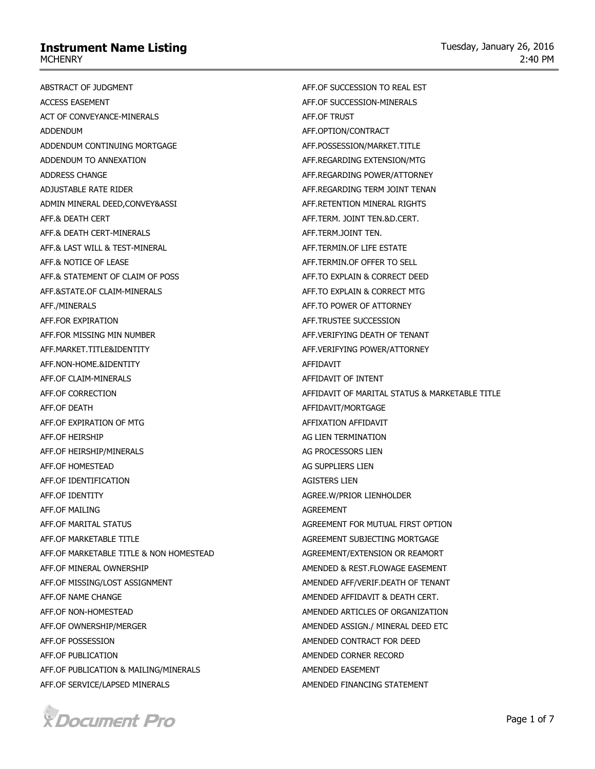# Instrument Name Listing

MCHENRY

Tuesday, January 26, 2016
2:40 PM

ABSTRACT OF JUDGMENT
ACCESS EASEMENT
ACT OF CONVEYANCE-MINERALS
ADDENDUM
ADDENDUM CONTINUING MORTGAGE
ADDENDUM TO ANNEXATION
ADDRESS CHANGE
ADJUSTABLE RATE RIDER
ADMIN MINERAL DEED,CONVEY&ASSI
AFF.& DEATH CERT
AFF.& DEATH CERT-MINERALS
AFF.& LAST WILL & TEST-MINERAL
AFF.& NOTICE OF LEASE
AFF.& STATEMENT OF CLAIM OF POSS
AFF.&STATE.OF CLAIM-MINERALS
AFF./MINERALS
AFF.FOR EXPIRATION
AFF.FOR MISSING MIN NUMBER
AFF.MARKET.TITLE&IDENTITY
AFF.NON-HOME.&IDENTITY
AFF.OF CLAIM-MINERALS
AFF.OF CORRECTION
AFF.OF DEATH
AFF.OF EXPIRATION OF MTG
AFF.OF HEIRSHIP
AFF.OF HEIRSHIP/MINERALS
AFF.OF HOMESTEAD
AFF.OF IDENTIFICATION
AFF.OF IDENTITY
AFF.OF MAILING
AFF.OF MARITAL STATUS
AFF.OF MARKETABLE TITLE
AFF.OF MARKETABLE TITLE & NON HOMESTEAD
AFF.OF MINERAL OWNERSHIP
AFF.OF MISSING/LOST ASSIGNMENT
AFF.OF NAME CHANGE
AFF.OF NON-HOMESTEAD
AFF.OF OWNERSHIP/MERGER
AFF.OF POSSESSION
AFF.OF PUBLICATION
AFF.OF PUBLICATION & MAILING/MINERALS
AFF.OF SERVICE/LAPSED MINERALS
AFF.OF SUCCESSION TO REAL EST
AFF.OF SUCCESSION-MINERALS
AFF.OF TRUST
AFF.OPTION/CONTRACT
AFF.POSSESSION/MARKET.TITLE
AFF.REGARDING EXTENSION/MTG
AFF.REGARDING POWER/ATTORNEY
AFF.REGARDING TERM JOINT TENAN
AFF.RETENTION MINERAL RIGHTS
AFF.TERM. JOINT TEN.&D.CERT.
AFF.TERM.JOINT TEN.
AFF.TERMIN.OF LIFE ESTATE
AFF.TERMIN.OF OFFER TO SELL
AFF.TO EXPLAIN & CORRECT DEED
AFF.TO EXPLAIN & CORRECT MTG
AFF.TO POWER OF ATTORNEY
AFF.TRUSTEE SUCCESSION
AFF.VERIFYING DEATH OF TENANT
AFF.VERIFYING POWER/ATTORNEY
AFFIDAVIT
AFFIDAVIT OF INTENT
AFFIDAVIT OF MARITAL STATUS & MARKETABLE TITLE
AFFIDAVIT/MORTGAGE
AFFIXATION AFFIDAVIT
AG LIEN TERMINATION
AG PROCESSORS LIEN
AG SUPPLIERS LIEN
AGISTERS LIEN
AGREE.W/PRIOR LIENHOLDER
AGREEMENT
AGREEMENT FOR MUTUAL FIRST OPTION
AGREEMENT SUBJECTING MORTGAGE
AGREEMENT/EXTENSION OR REAMORT
AMENDED & REST.FLOWAGE EASEMENT
AMENDED AFF/VERIF.DEATH OF TENANT
AMENDED AFFIDAVIT & DEATH CERT.
AMENDED ARTICLES OF ORGANIZATION
AMENDED ASSIGN./ MINERAL DEED ETC
AMENDED CONTRACT FOR DEED
AMENDED CORNER RECORD
AMENDED EASEMENT
AMENDED FINANCING STATEMENT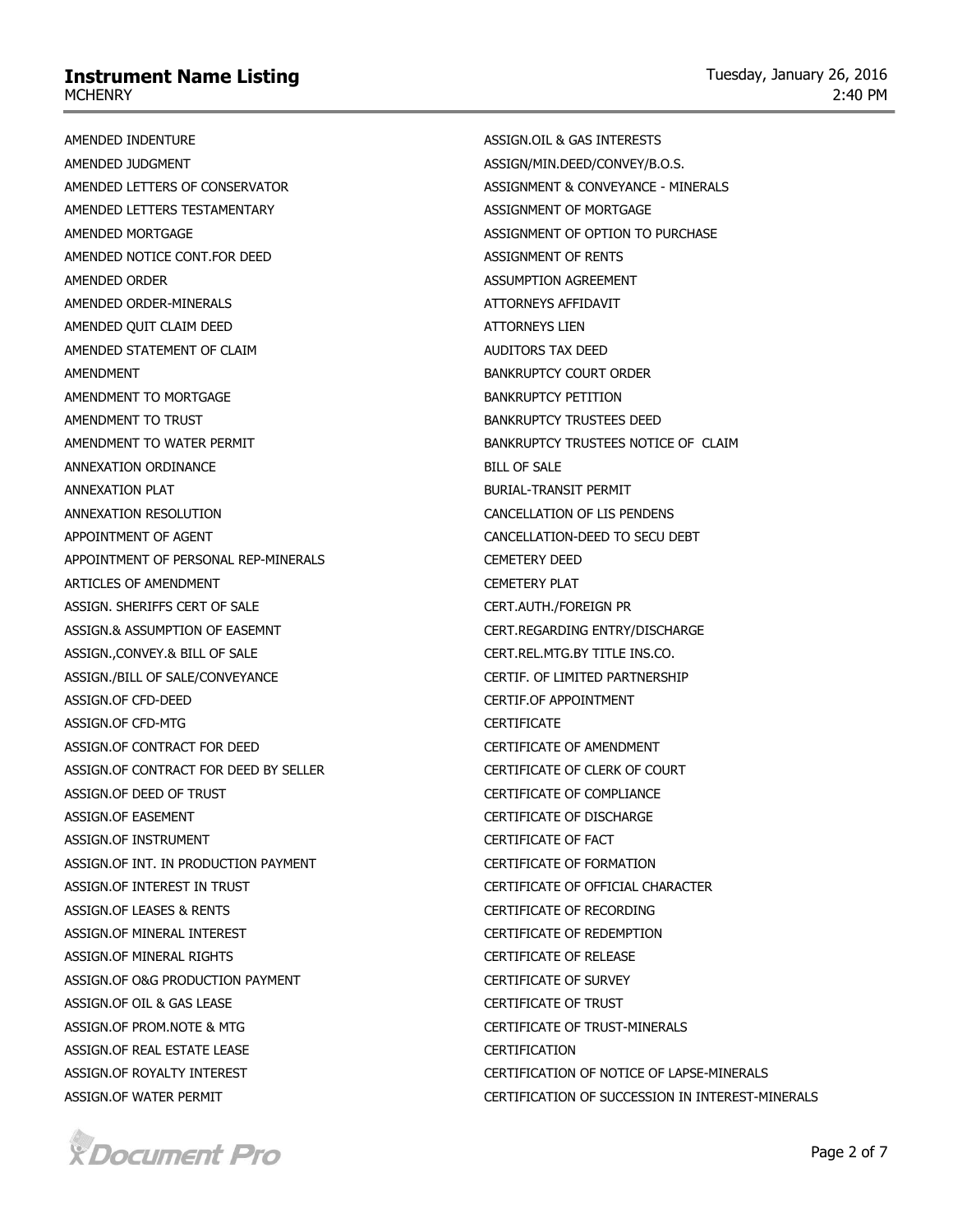AMENDED INDENTURE
AMENDED JUDGMENT
AMENDED LETTERS OF CONSERVATOR
AMENDED LETTERS TESTAMENTARY
AMENDED MORTGAGE
AMENDED NOTICE CONT.FOR DEED
AMENDED ORDER
AMENDED ORDER-MINERALS
AMENDED QUIT CLAIM DEED
AMENDED STATEMENT OF CLAIM
AMENDMENT
AMENDMENT TO MORTGAGE
AMENDMENT TO TRUST
AMENDMENT TO WATER PERMIT
ANNEXATION ORDINANCE
ANNEXATION PLAT
ANNEXATION RESOLUTION
APPOINTMENT OF AGENT
APPOINTMENT OF PERSONAL REP-MINERALS
ARTICLES OF AMENDMENT
ASSIGN. SHERIFFS CERT OF SALE
ASSIGN.& ASSUMPTION OF EASEMNT
ASSIGN.,CONVEY.& BILL OF SALE
ASSIGN./BILL OF SALE/CONVEYANCE
ASSIGN.OF CFD-DEED
ASSIGN.OF CFD-MTG
ASSIGN.OF CONTRACT FOR DEED
ASSIGN.OF CONTRACT FOR DEED BY SELLER
ASSIGN.OF DEED OF TRUST
ASSIGN.OF EASEMENT
ASSIGN.OF INSTRUMENT
ASSIGN.OF INT. IN PRODUCTION PAYMENT
ASSIGN.OF INTEREST IN TRUST
ASSIGN.OF LEASES & RENTS
ASSIGN.OF MINERAL INTEREST
ASSIGN.OF MINERAL RIGHTS
ASSIGN.OF O&G PRODUCTION PAYMENT
ASSIGN.OF OIL & GAS LEASE
ASSIGN.OF PROM.NOTE & MTG
ASSIGN.OF REAL ESTATE LEASE
ASSIGN.OF ROYALTY INTEREST
ASSIGN.OF WATER PERMIT
ASSIGN.OIL & GAS INTERESTS
ASSIGN/MIN.DEED/CONVEY/B.O.S.
ASSIGNMENT & CONVEYANCE - MINERALS
ASSIGNMENT OF MORTGAGE
ASSIGNMENT OF OPTION TO PURCHASE
ASSIGNMENT OF RENTS
ASSUMPTION AGREEMENT
ATTORNEYS AFFIDAVIT
ATTORNEYS LIEN
AUDITORS TAX DEED
BANKRUPTCY COURT ORDER
BANKRUPTCY PETITION
BANKRUPTCY TRUSTEES DEED
BANKRUPTCY TRUSTEES NOTICE OF CLAIM
BILL OF SALE
BURIAL-TRANSIT PERMIT
CANCELLATION OF LIS PENDENS
CANCELLATION-DEED TO SECU DEBT
CEMETERY DEED
CEMETERY PLAT
CERT.AUTH./FOREIGN PR
CERT.REGARDING ENTRY/DISCHARGE
CERT.REL.MTG.BY TITLE INS.CO.
CERTIF. OF LIMITED PARTNERSHIP
CERTIF.OF APPOINTMENT
CERTIFICATE
CERTIFICATE OF AMENDMENT
CERTIFICATE OF CLERK OF COURT
CERTIFICATE OF COMPLIANCE
CERTIFICATE OF DISCHARGE
CERTIFICATE OF FACT
CERTIFICATE OF FORMATION
CERTIFICATE OF OFFICIAL CHARACTER
CERTIFICATE OF RECORDING
CERTIFICATE OF REDEMPTION
CERTIFICATE OF RELEASE
CERTIFICATE OF SURVEY
CERTIFICATE OF TRUST
CERTIFICATE OF TRUST-MINERALS
CERTIFICATION
CERTIFICATION OF NOTICE OF LAPSE-MINERALS
CERTIFICATION OF SUCCESSION IN INTEREST-MINERALS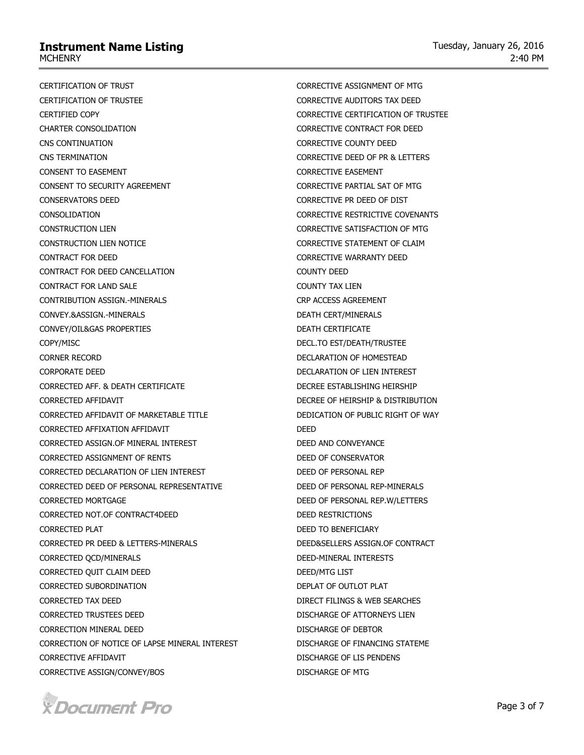CERTIFICATION OF TRUST
CERTIFICATION OF TRUSTEE
CERTIFIED COPY
CHARTER CONSOLIDATION
CNS CONTINUATION
CNS TERMINATION
CONSENT TO EASEMENT
CONSENT TO SECURITY AGREEMENT
CONSERVATORS DEED
CONSOLIDATION
CONSTRUCTION LIEN
CONSTRUCTION LIEN NOTICE
CONTRACT FOR DEED
CONTRACT FOR DEED CANCELLATION
CONTRACT FOR LAND SALE
CONTRIBUTION ASSIGN.-MINERALS
CONVEY.&ASSIGN.-MINERALS
CONVEY/OIL&GAS PROPERTIES
COPY/MISC
CORNER RECORD
CORPORATE DEED
CORRECTED AFF. & DEATH CERTIFICATE
CORRECTED AFFIDAVIT
CORRECTED AFFIDAVIT OF MARKETABLE TITLE
CORRECTED AFFIXATION AFFIDAVIT
CORRECTED ASSIGN.OF MINERAL INTEREST
CORRECTED ASSIGNMENT OF RENTS
CORRECTED DECLARATION OF LIEN INTEREST
CORRECTED DEED OF PERSONAL REPRESENTATIVE
CORRECTED MORTGAGE
CORRECTED NOT.OF CONTRACT4DEED
CORRECTED PLAT
CORRECTED PR DEED & LETTERS-MINERALS
CORRECTED QCD/MINERALS
CORRECTED QUIT CLAIM DEED
CORRECTED SUBORDINATION
CORRECTED TAX DEED
CORRECTED TRUSTEES DEED
CORRECTION MINERAL DEED
CORRECTION OF NOTICE OF LAPSE MINERAL INTEREST
CORRECTIVE AFFIDAVIT
CORRECTIVE ASSIGN/CONVEY/BOS
CORRECTIVE ASSIGNMENT OF MTG
CORRECTIVE AUDITORS TAX DEED
CORRECTIVE CERTIFICATION OF TRUSTEE
CORRECTIVE CONTRACT FOR DEED
CORRECTIVE COUNTY DEED
CORRECTIVE DEED OF PR & LETTERS
CORRECTIVE EASEMENT
CORRECTIVE PARTIAL SAT OF MTG
CORRECTIVE PR DEED OF DIST
CORRECTIVE RESTRICTIVE COVENANTS
CORRECTIVE SATISFACTION OF MTG
CORRECTIVE STATEMENT OF CLAIM
CORRECTIVE WARRANTY DEED
COUNTY DEED
COUNTY TAX LIEN
CRP ACCESS AGREEMENT
DEATH CERT/MINERALS
DEATH CERTIFICATE
DECL.TO EST/DEATH/TRUSTEE
DECLARATION OF HOMESTEAD
DECLARATION OF LIEN INTEREST
DECREE ESTABLISHING HEIRSHIP
DECREE OF HEIRSHIP & DISTRIBUTION
DEDICATION OF PUBLIC RIGHT OF WAY
DEED
DEED AND CONVEYANCE
DEED OF CONSERVATOR
DEED OF PERSONAL REP
DEED OF PERSONAL REP-MINERALS
DEED OF PERSONAL REP.W/LETTERS
DEED RESTRICTIONS
DEED TO BENEFICIARY
DEED&SELLERS ASSIGN.OF CONTRACT
DEED-MINERAL INTERESTS
DEED/MTG LIST
DEPLAT OF OUTLOT PLAT
DIRECT FILINGS & WEB SEARCHES
DISCHARGE OF ATTORNEYS LIEN
DISCHARGE OF DEBTOR
DISCHARGE OF FINANCING STATEME
DISCHARGE OF LIS PENDENS
DISCHARGE OF MTG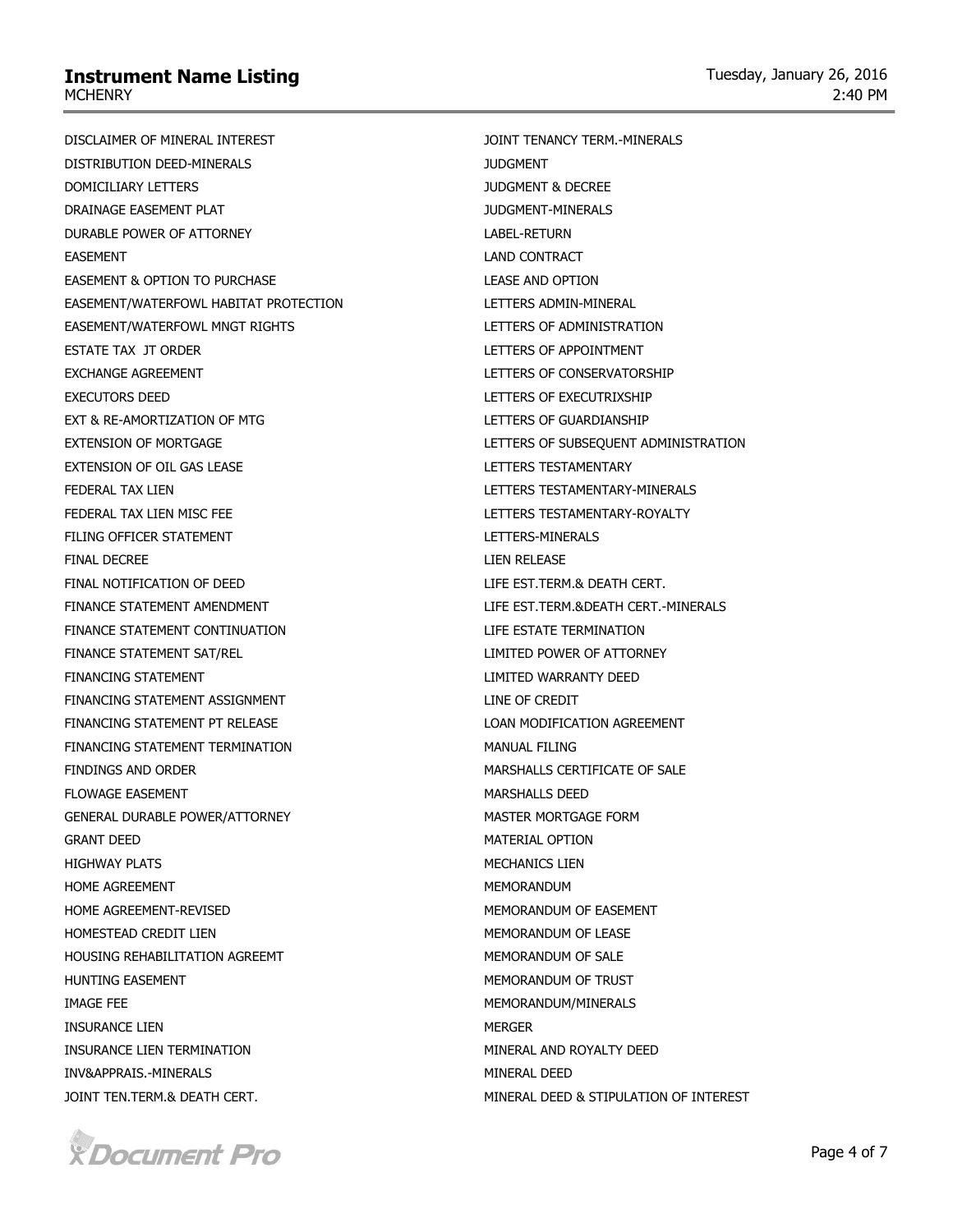DISCLAIMER OF MINERAL INTEREST
DISTRIBUTION DEED-MINERALS
DOMICILIARY LETTERS
DRAINAGE EASEMENT PLAT
DURABLE POWER OF ATTORNEY
EASEMENT
EASEMENT & OPTION TO PURCHASE
EASEMENT/WATERFOWL HABITAT PROTECTION
EASEMENT/WATERFOWL MNGT RIGHTS
ESTATE TAX JT ORDER
EXCHANGE AGREEMENT
EXECUTORS DEED
EXT & RE-AMORTIZATION OF MTG
EXTENSION OF MORTGAGE
EXTENSION OF OIL GAS LEASE
FEDERAL TAX LIEN
FEDERAL TAX LIEN MISC FEE
FILING OFFICER STATEMENT
FINAL DECREE
FINAL NOTIFICATION OF DEED
FINANCE STATEMENT AMENDMENT
FINANCE STATEMENT CONTINUATION
FINANCE STATEMENT SAT/REL
FINANCING STATEMENT
FINANCING STATEMENT ASSIGNMENT
FINANCING STATEMENT PT RELEASE
FINANCING STATEMENT TERMINATION
FINDINGS AND ORDER
FLOWAGE EASEMENT
GENERAL DURABLE POWER/ATTORNEY
GRANT DEED
HIGHWAY PLATS
HOME AGREEMENT
HOME AGREEMENT-REVISED
HOMESTEAD CREDIT LIEN
HOUSING REHABILITATION AGREEMT
HUNTING EASEMENT
IMAGE FEE
INSURANCE LIEN
INSURANCE LIEN TERMINATION
INV&APPRAIS.-MINERALS
JOINT TEN.TERM.& DEATH CERT.
JOINT TENANCY TERM.-MINERALS
JUDGMENT
JUDGMENT & DECREE
JUDGMENT-MINERALS
LABEL-RETURN
LAND CONTRACT
LEASE AND OPTION
LETTERS ADMIN-MINERAL
LETTERS OF ADMINISTRATION
LETTERS OF APPOINTMENT
LETTERS OF CONSERVATORSHIP
LETTERS OF EXECUTRIXSHIP
LETTERS OF GUARDIANSHIP
LETTERS OF SUBSEQUENT ADMINISTRATION
LETTERS TESTAMENTARY
LETTERS TESTAMENTARY-MINERALS
LETTERS TESTAMENTARY-ROYALTY
LETTERS-MINERALS
LIEN RELEASE
LIFE EST.TERM.& DEATH CERT.
LIFE EST.TERM.&DEATH CERT.-MINERALS
LIFE ESTATE TERMINATION
LIMITED POWER OF ATTORNEY
LIMITED WARRANTY DEED
LINE OF CREDIT
LOAN MODIFICATION AGREEMENT
MANUAL FILING
MARSHALLS CERTIFICATE OF SALE
MARSHALLS DEED
MASTER MORTGAGE FORM
MATERIAL OPTION
MECHANICS LIEN
MEMORANDUM
MEMORANDUM OF EASEMENT
MEMORANDUM OF LEASE
MEMORANDUM OF SALE
MEMORANDUM OF TRUST
MEMORANDUM/MINERALS
MERGER
MINERAL AND ROYALTY DEED
MINERAL DEED
MINERAL DEED & STIPULATION OF INTEREST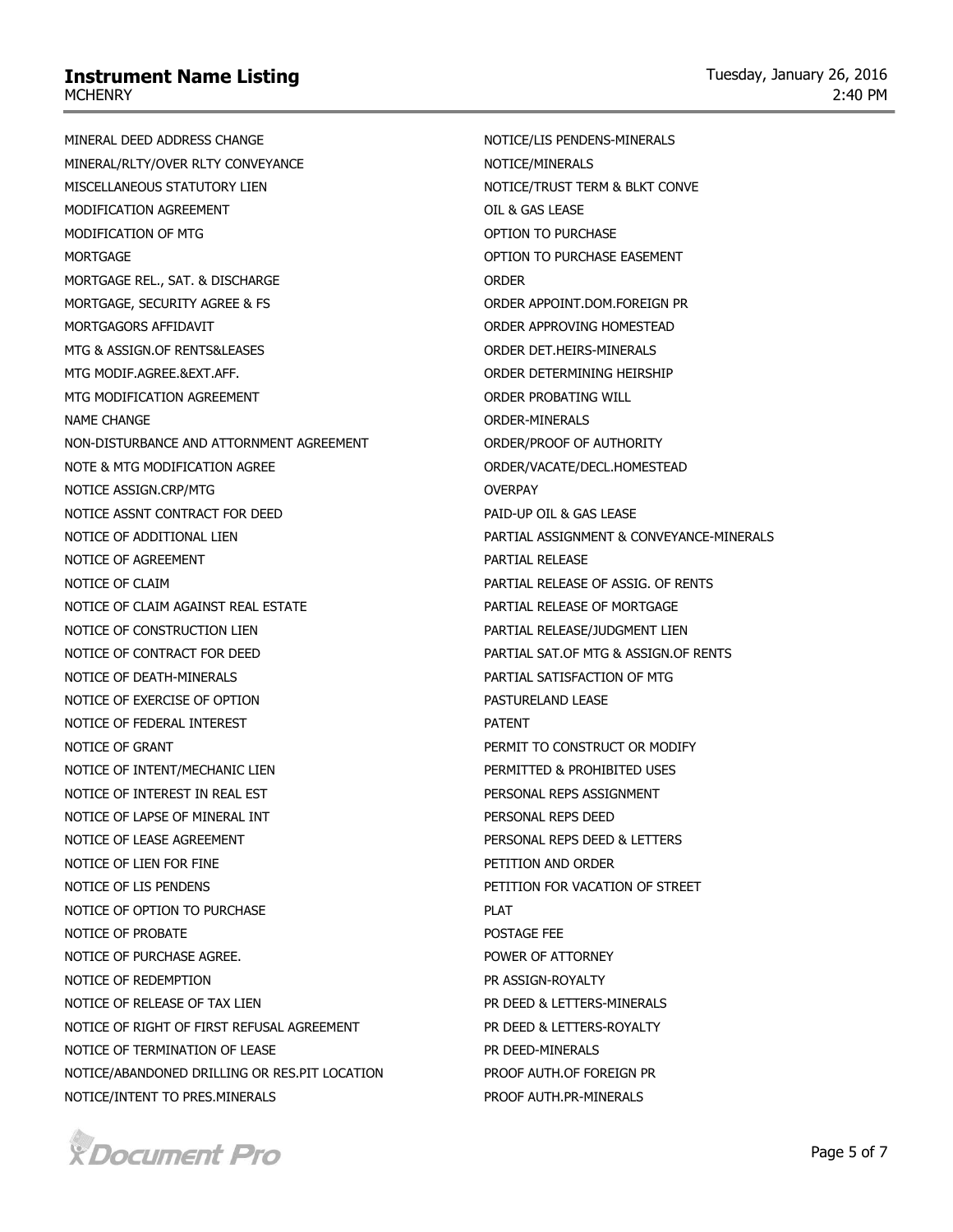# Instrument Name Listing

MCHENRY

Tuesday, January 26, 2016
2:40 PM

MINERAL DEED ADDRESS CHANGE
MINERAL/RLTY/OVER RLTY CONVEYANCE
MISCELLANEOUS STATUTORY LIEN
MODIFICATION AGREEMENT
MODIFICATION OF MTG
MORTGAGE
MORTGAGE REL., SAT. & DISCHARGE
MORTGAGE, SECURITY AGREE & FS
MORTGAGORS AFFIDAVIT
MTG & ASSIGN.OF RENTS&LEASES
MTG MODIF.AGREE.&EXT.AFF.
MTG MODIFICATION AGREEMENT
NAME CHANGE
NON-DISTURBANCE AND ATTORNMENT AGREEMENT
NOTE & MTG MODIFICATION AGREE
NOTICE ASSIGN.CRP/MTG
NOTICE ASSNT CONTRACT FOR DEED
NOTICE OF ADDITIONAL LIEN
NOTICE OF AGREEMENT
NOTICE OF CLAIM
NOTICE OF CLAIM AGAINST REAL ESTATE
NOTICE OF CONSTRUCTION LIEN
NOTICE OF CONTRACT FOR DEED
NOTICE OF DEATH-MINERALS
NOTICE OF EXERCISE OF OPTION
NOTICE OF FEDERAL INTEREST
NOTICE OF GRANT
NOTICE OF INTENT/MECHANIC LIEN
NOTICE OF INTEREST IN REAL EST
NOTICE OF LAPSE OF MINERAL INT
NOTICE OF LEASE AGREEMENT
NOTICE OF LIEN FOR FINE
NOTICE OF LIS PENDENS
NOTICE OF OPTION TO PURCHASE
NOTICE OF PROBATE
NOTICE OF PURCHASE AGREE.
NOTICE OF REDEMPTION
NOTICE OF RELEASE OF TAX LIEN
NOTICE OF RIGHT OF FIRST REFUSAL AGREEMENT
NOTICE OF TERMINATION OF LEASE
NOTICE/ABANDONED DRILLING OR RES.PIT LOCATION
NOTICE/INTENT TO PRES.MINERALS
NOTICE/LIS PENDENS-MINERALS
NOTICE/MINERALS
NOTICE/TRUST TERM & BLKT CONVE
OIL & GAS LEASE
OPTION TO PURCHASE
OPTION TO PURCHASE EASEMENT
ORDER
ORDER APPOINT.DOM.FOREIGN PR
ORDER APPROVING HOMESTEAD
ORDER DET.HEIRS-MINERALS
ORDER DETERMINING HEIRSHIP
ORDER PROBATING WILL
ORDER-MINERALS
ORDER/PROOF OF AUTHORITY
ORDER/VACATE/DECL.HOMESTEAD
OVERPAY
PAID-UP OIL & GAS LEASE
PARTIAL ASSIGNMENT & CONVEYANCE-MINERALS
PARTIAL RELEASE
PARTIAL RELEASE OF ASSIG. OF RENTS
PARTIAL RELEASE OF MORTGAGE
PARTIAL RELEASE/JUDGMENT LIEN
PARTIAL SAT.OF MTG & ASSIGN.OF RENTS
PARTIAL SATISFACTION OF MTG
PASTURELAND LEASE
PATENT
PERMIT TO CONSTRUCT OR MODIFY
PERMITTED & PROHIBITED USES
PERSONAL REPS ASSIGNMENT
PERSONAL REPS DEED
PERSONAL REPS DEED & LETTERS
PETITION AND ORDER
PETITION FOR VACATION OF STREET
PLAT
POSTAGE FEE
POWER OF ATTORNEY
PR ASSIGN-ROYALTY
PR DEED & LETTERS-MINERALS
PR DEED & LETTERS-ROYALTY
PR DEED-MINERALS
PROOF AUTH.OF FOREIGN PR
PROOF AUTH.PR-MINERALS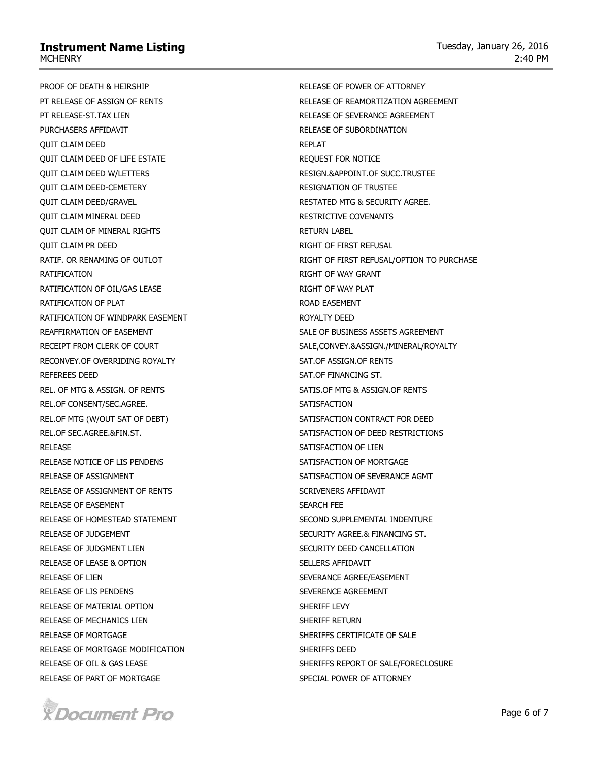PROOF OF DEATH & HEIRSHIP
PT RELEASE OF ASSIGN OF RENTS
PT RELEASE-ST.TAX LIEN
PURCHASERS AFFIDAVIT
QUIT CLAIM DEED
QUIT CLAIM DEED OF LIFE ESTATE
QUIT CLAIM DEED W/LETTERS
QUIT CLAIM DEED-CEMETERY
QUIT CLAIM DEED/GRAVEL
QUIT CLAIM MINERAL DEED
QUIT CLAIM OF MINERAL RIGHTS
QUIT CLAIM PR DEED
RATIF. OR RENAMING OF OUTLOT
RATIFICATION
RATIFICATION OF OIL/GAS LEASE
RATIFICATION OF PLAT
RATIFICATION OF WINDPARK EASEMENT
REAFFIRMATION OF EASEMENT
RECEIPT FROM CLERK OF COURT
RECONVEY.OF OVERRIDING ROYALTY
REFEREES DEED
REL. OF MTG & ASSIGN. OF RENTS
REL.OF CONSENT/SEC.AGREE.
REL.OF MTG (W/OUT SAT OF DEBT)
REL.OF SEC.AGREE.&FIN.ST.
RELEASE
RELEASE NOTICE OF LIS PENDENS
RELEASE OF ASSIGNMENT
RELEASE OF ASSIGNMENT OF RENTS
RELEASE OF EASEMENT
RELEASE OF HOMESTEAD STATEMENT
RELEASE OF JUDGEMENT
RELEASE OF JUDGMENT LIEN
RELEASE OF LEASE & OPTION
RELEASE OF LIEN
RELEASE OF LIS PENDENS
RELEASE OF MATERIAL OPTION
RELEASE OF MECHANICS LIEN
RELEASE OF MORTGAGE
RELEASE OF MORTGAGE MODIFICATION
RELEASE OF OIL & GAS LEASE
RELEASE OF PART OF MORTGAGE
RELEASE OF POWER OF ATTORNEY
RELEASE OF REAMORTIZATION AGREEMENT
RELEASE OF SEVERANCE AGREEMENT
RELEASE OF SUBORDINATION
REPLAT
REQUEST FOR NOTICE
RESIGN.&APPOINT.OF SUCC.TRUSTEE
RESIGNATION OF TRUSTEE
RESTATED MTG & SECURITY AGREE.
RESTRICTIVE COVENANTS
RETURN LABEL
RIGHT OF FIRST REFUSAL
RIGHT OF FIRST REFUSAL/OPTION TO PURCHASE
RIGHT OF WAY GRANT
RIGHT OF WAY PLAT
ROAD EASEMENT
ROYALTY DEED
SALE OF BUSINESS ASSETS AGREEMENT
SALE,CONVEY.&ASSIGN./MINERAL/ROYALTY
SAT.OF ASSIGN.OF RENTS
SAT.OF FINANCING ST.
SATIS.OF MTG & ASSIGN.OF RENTS
SATISFACTION
SATISFACTION CONTRACT FOR DEED
SATISFACTION OF DEED RESTRICTIONS
SATISFACTION OF LIEN
SATISFACTION OF MORTGAGE
SATISFACTION OF SEVERANCE AGMT
SCRIVENERS AFFIDAVIT
SEARCH FEE
SECOND SUPPLEMENTAL INDENTURE
SECURITY AGREE.& FINANCING ST.
SECURITY DEED CANCELLATION
SELLERS AFFIDAVIT
SEVERANCE AGREE/EASEMENT
SEVERENCE AGREEMENT
SHERIFF LEVY
SHERIFF RETURN
SHERIFFS CERTIFICATE OF SALE
SHERIFFS DEED
SHERIFFS REPORT OF SALE/FORECLOSURE
SPECIAL POWER OF ATTORNEY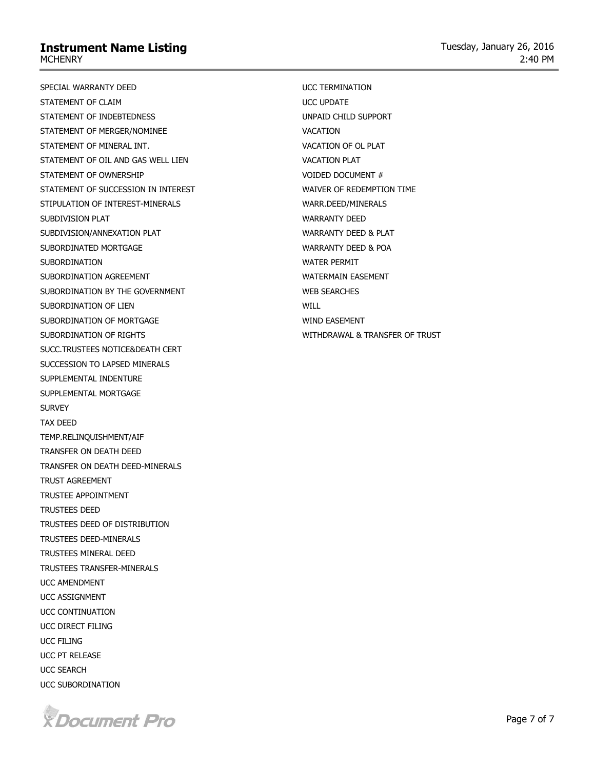SPECIAL WARRANTY DEED
STATEMENT OF CLAIM
STATEMENT OF INDEBTEDNESS
STATEMENT OF MERGER/NOMINEE
STATEMENT OF MINERAL INT.
STATEMENT OF OIL AND GAS WELL LIEN
STATEMENT OF OWNERSHIP
STATEMENT OF SUCCESSION IN INTEREST
STIPULATION OF INTEREST-MINERALS
SUBDIVISION PLAT
SUBDIVISION/ANNEXATION PLAT
SUBORDINATED MORTGAGE
SUBORDINATION
SUBORDINATION AGREEMENT
SUBORDINATION BY THE GOVERNMENT
SUBORDINATION OF LIEN
SUBORDINATION OF MORTGAGE
SUBORDINATION OF RIGHTS
SUCC.TRUSTEES NOTICE&DEATH CERT
SUCCESSION TO LAPSED MINERALS
SUPPLEMENTAL INDENTURE
SUPPLEMENTAL MORTGAGE
SURVEY
TAX DEED
TEMP.RELINQUISHMENT/AIF
TRANSFER ON DEATH DEED
TRANSFER ON DEATH DEED-MINERALS
TRUST AGREEMENT
TRUSTEE APPOINTMENT
TRUSTEES DEED
TRUSTEES DEED OF DISTRIBUTION
TRUSTEES DEED-MINERALS
TRUSTEES MINERAL DEED
TRUSTEES TRANSFER-MINERALS
UCC AMENDMENT
UCC ASSIGNMENT
UCC CONTINUATION
UCC DIRECT FILING
UCC FILING
UCC PT RELEASE
UCC SEARCH
UCC SUBORDINATION
UCC TERMINATION
UCC UPDATE
UNPAID CHILD SUPPORT
VACATION
VACATION OF OL PLAT
VACATION PLAT
VOIDED DOCUMENT #
WAIVER OF REDEMPTION TIME
WARR.DEED/MINERALS
WARRANTY DEED
WARRANTY DEED & PLAT
WARRANTY DEED & POA
WATER PERMIT
WATERMAIN EASEMENT
WEB SEARCHES
WILL
WIND EASEMENT
WITHDRAWAL & TRANSFER OF TRUST